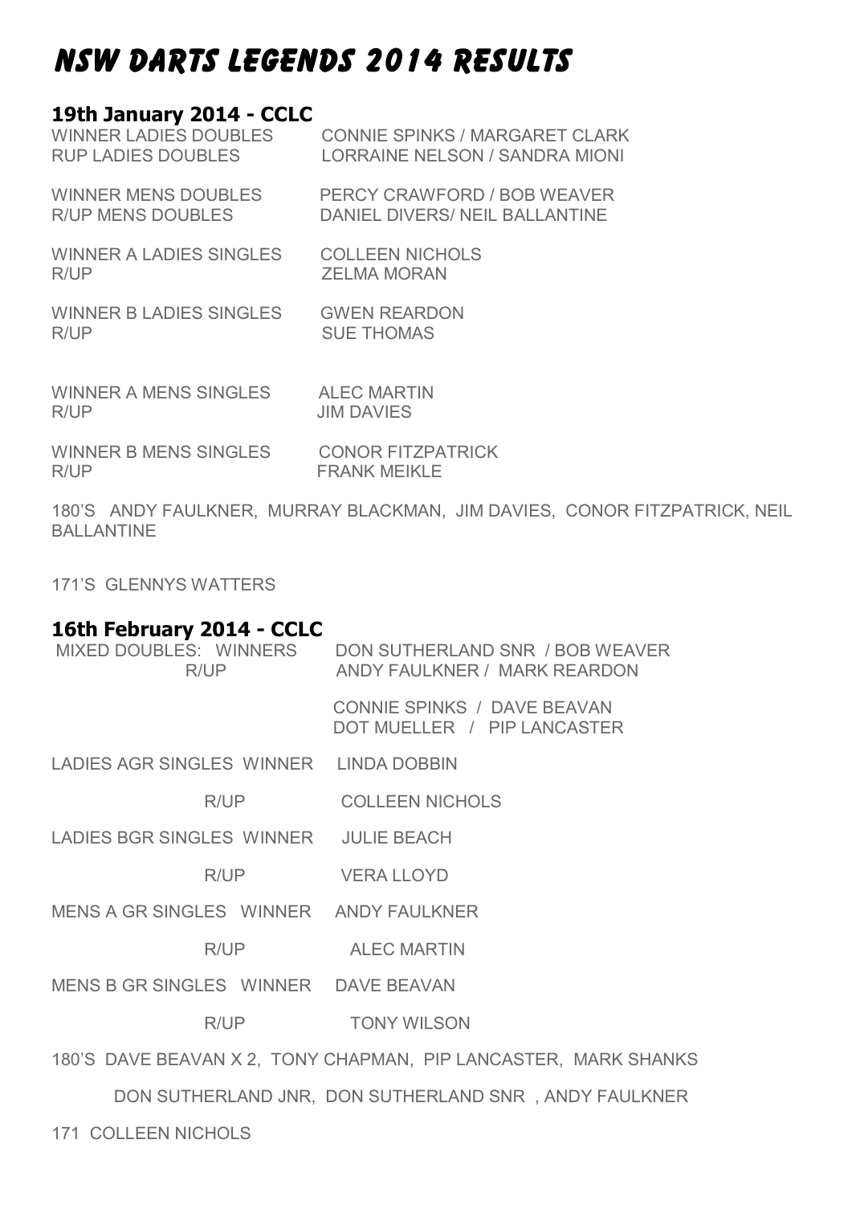# NSW DARTS LEGENDS 2014 RESULTS

## 19th January 2014 - CCLC

| | |
|---|---|
| WINNER LADIES DOUBLES | CONNIE SPINKS / MARGARET CLARK |
| RUP LADIES DOUBLES | LORRAINE NELSON / SANDRA MIONI |
| WINNER MENS DOUBLES | PERCY CRAWFORD / BOB WEAVER |
| R/UP MENS DOUBLES | DANIEL DIVERS/ NEIL BALLANTINE |
| WINNER A LADIES SINGLES | COLLEEN NICHOLS |
| R/UP | ZELMA MORAN |
| WINNER B LADIES SINGLES | GWEN REARDON |
| R/UP | SUE THOMAS |
| WINNER A MENS SINGLES | ALEC MARTIN |
| R/UP | JIM DAVIES |
| WINNER B MENS SINGLES | CONOR FITZPATRICK |
| R/UP | FRANK MEIKLE |

180'S ANDY FAULKNER, MURRAY BLACKMAN, JIM DAVIES, CONOR FITZPATRICK, NEIL BALLANTINE

171'S GLENNYS WATTERS

## 16th February 2014 - CCLC

| | |
|---|---|
| MIXED DOUBLES: WINNERS | DON SUTHERLAND SNR / BOB WEAVER |
| R/UP | ANDY FAULKNER / MARK REARDON |
| | CONNIE SPINKS / DAVE BEAVAN |
| | DOT MUELLER / PIP LANCASTER |
| LADIES AGR SINGLES WINNER | LINDA DOBBIN |
| R/UP | COLLEEN NICHOLS |
| LADIES BGR SINGLES WINNER | JULIE BEACH |
| R/UP | VERA LLOYD |
| MENS A GR SINGLES WINNER | ANDY FAULKNER |
| R/UP | ALEC MARTIN |
| MENS B GR SINGLES WINNER | DAVE BEAVAN |
| R/UP | TONY WILSON |

180'S DAVE BEAVAN X 2, TONY CHAPMAN, PIP LANCASTER, MARK SHANKS

DON SUTHERLAND JNR, DON SUTHERLAND SNR , ANDY FAULKNER

171 COLLEEN NICHOLS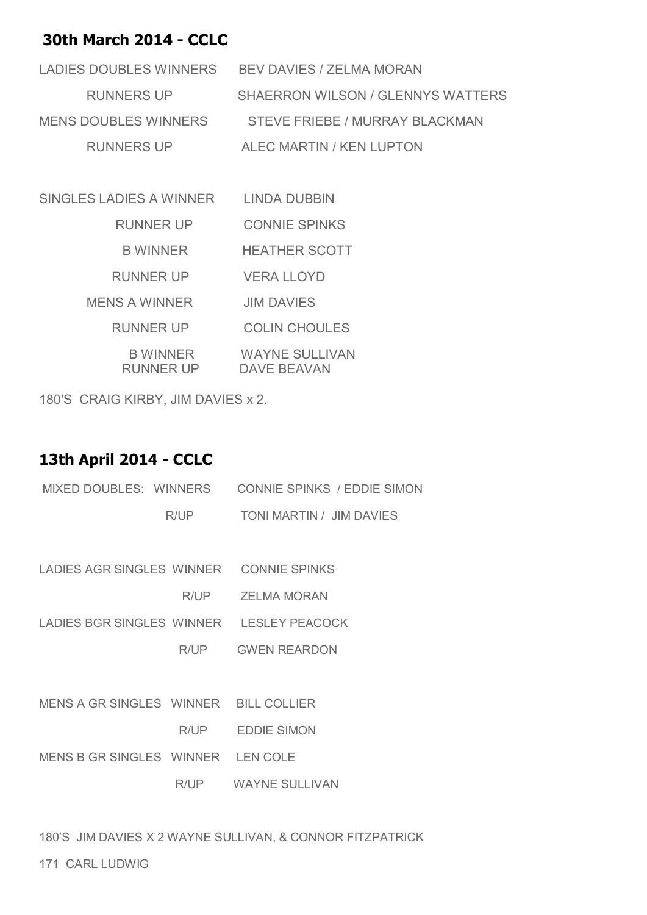## 30th March 2014 - CCLC

| | |
|---|---|
| LADIES DOUBLES WINNERS | BEV DAVIES / ZELMA MORAN |
| RUNNERS UP | SHAERRON WILSON / GLENNYS WATTERS |
| MENS DOUBLES WINNERS | STEVE FRIEBE / MURRAY BLACKMAN |
| RUNNERS UP | ALEC MARTIN / KEN LUPTON |

| | |
|---|---|
| SINGLES LADIES A WINNER | LINDA DUBBIN |
| RUNNER UP | CONNIE SPINKS |
| B WINNER | HEATHER SCOTT |
| RUNNER UP | VERA LLOYD |
| MENS A WINNER | JIM DAVIES |
| RUNNER UP | COLIN CHOULES |
| B WINNER | WAYNE SULLIVAN |
| RUNNER UP | DAVE BEAVAN |

180'S CRAIG KIRBY, JIM DAVIES x 2.

## 13th April 2014 - CCLC

| | |
|---|---|
| MIXED DOUBLES: WINNERS | CONNIE SPINKS / EDDIE SIMON |
| R/UP | TONI MARTIN / JIM DAVIES |

| | |
|---|---|
| LADIES AGR SINGLES WINNER | CONNIE SPINKS |
| R/UP | ZELMA MORAN |
| LADIES BGR SINGLES WINNER | LESLEY PEACOCK |
| R/UP | GWEN REARDON |

| | |
|---|---|
| MENS A GR SINGLES WINNER | BILL COLLIER |
| R/UP | EDDIE SIMON |
| MENS B GR SINGLES WINNER | LEN COLE |
| R/UP | WAYNE SULLIVAN |

180'S JIM DAVIES X 2 WAYNE SULLIVAN, & CONNOR FITZPATRICK

171 CARL LUDWIG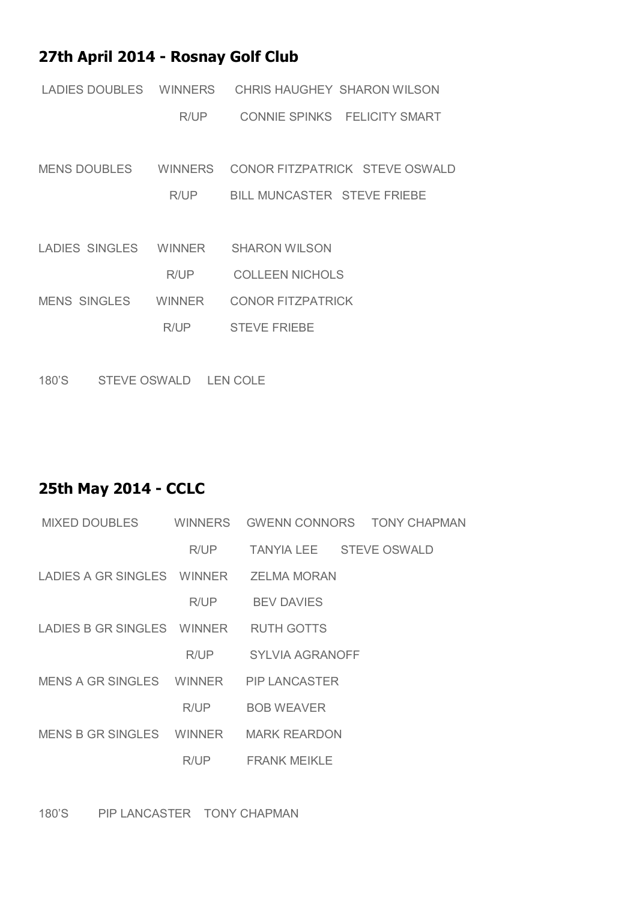## 27th April 2014 - Rosnay Golf Club

| | | | |
|---|---|---|---|
| LADIES DOUBLES | WINNERS | CHRIS HAUGHEY | SHARON WILSON |
| | R/UP | CONNIE SPINKS | FELICITY SMART |
| MENS DOUBLES | WINNERS | CONOR FITZPATRICK | STEVE OSWALD |
| | R/UP | BILL MUNCASTER | STEVE FRIEBE |
| LADIES SINGLES | WINNER | SHARON WILSON | |
| | R/UP | COLLEEN NICHOLS | |
| MENS SINGLES | WINNER | CONOR FITZPATRICK | |
| | R/UP | STEVE FRIEBE | |

180'S STEVE OSWALD LEN COLE

## 25th May 2014 - CCLC

| | | | |
|---|---|---|---|
| MIXED DOUBLES | WINNERS | GWENN CONNORS | TONY CHAPMAN |
| | R/UP | TANYIA LEE | STEVE OSWALD |
| LADIES A GR SINGLES | WINNER | ZELMA MORAN | |
| | R/UP | BEV DAVIES | |
| LADIES B GR SINGLES | WINNER | RUTH GOTTS | |
| | R/UP | SYLVIA AGRANOFF | |
| MENS A GR SINGLES | WINNER | PIP LANCASTER | |
| | R/UP | BOB WEAVER | |
| MENS B GR SINGLES | WINNER | MARK REARDON | |
| | R/UP | FRANK MEIKLE | |

180'S PIP LANCASTER TONY CHAPMAN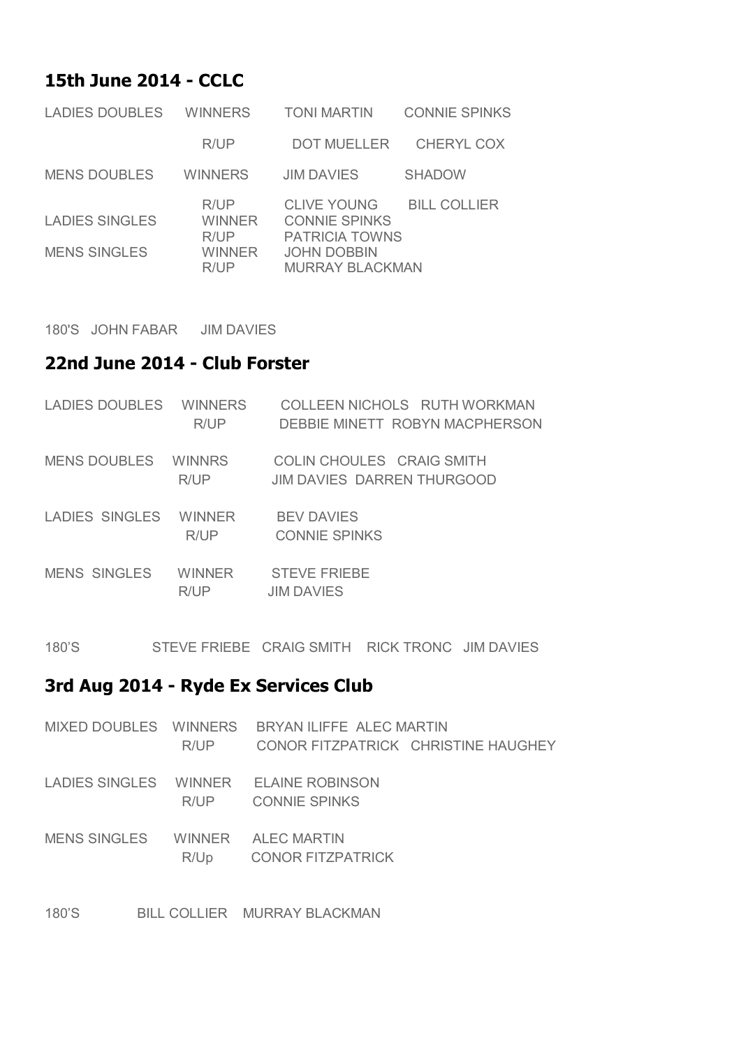## 15th June 2014 - CCLC

| | | | |
|---|---|---|---|
| LADIES DOUBLES | WINNERS | TONI MARTIN | CONNIE SPINKS |
| | R/UP | DOT MUELLER | CHERYL COX |
| MENS DOUBLES | WINNERS | JIM DAVIES | SHADOW |
| | R/UP | CLIVE YOUNG | BILL COLLIER |
| LADIES SINGLES | WINNER | CONNIE SPINKS | |
| | R/UP | PATRICIA TOWNS | |
| MENS SINGLES | WINNER | JOHN DOBBIN | |
| | R/UP | MURRAY BLACKMAN | |

180'S JOHN FABAR JIM DAVIES

## 22nd June 2014 - Club Forster

| | | |
|---|---|---|
| LADIES DOUBLES | WINNERS | COLLEEN NICHOLS RUTH WORKMAN |
| | R/UP | DEBBIE MINETT ROBYN MACPHERSON |
| MENS DOUBLES | WINNRS | COLIN CHOULES CRAIG SMITH |
| | R/UP | JIM DAVIES DARREN THURGOOD |
| LADIES SINGLES | WINNER | BEV DAVIES |
| | R/UP | CONNIE SPINKS |
| MENS SINGLES | WINNER | STEVE FRIEBE |
| | R/UP | JIM DAVIES |

180'S STEVE FRIEBE CRAIG SMITH RICK TRONC JIM DAVIES

## 3rd Aug 2014 - Ryde Ex Services Club

| | | |
|---|---|---|
| MIXED DOUBLES | WINNERS | BRYAN ILIFFE ALEC MARTIN |
| | R/UP | CONOR FITZPATRICK CHRISTINE HAUGHEY |
| LADIES SINGLES | WINNER | ELAINE ROBINSON |
| | R/UP | CONNIE SPINKS |
| MENS SINGLES | WINNER | ALEC MARTIN |
| | R/Up | CONOR FITZPATRICK |

180'S BILL COLLIER MURRAY BLACKMAN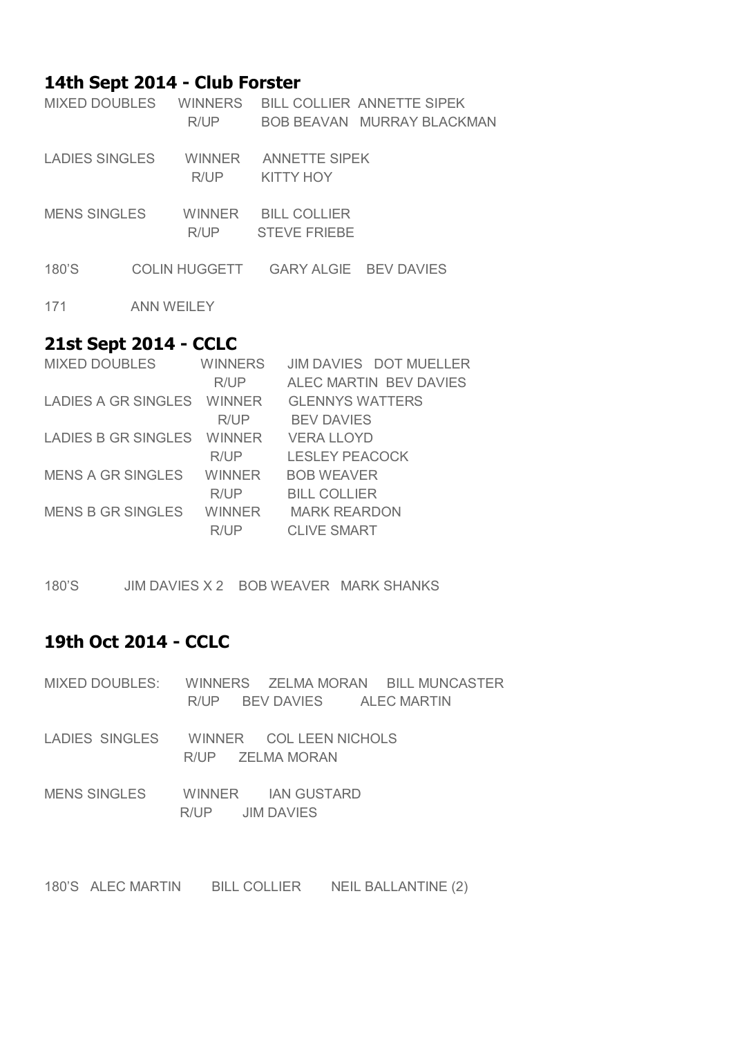## 14th Sept 2014 - Club Forster

| | | |
|---|---|---|
| MIXED DOUBLES | WINNERS | BILL COLLIER ANNETTE SIPEK |
| | R/UP | BOB BEAVAN MURRAY BLACKMAN |
| LADIES SINGLES | WINNER | ANNETTE SIPEK |
| | R/UP | KITTY HOY |
| MENS SINGLES | WINNER | BILL COLLIER |
| | R/UP | STEVE FRIEBE |

180'S COLIN HUGGETT GARY ALGIE BEV DAVIES

171 ANN WEILEY

## 21st Sept 2014 - CCLC

| | | |
|---|---|---|
| MIXED DOUBLES | WINNERS | JIM DAVIES DOT MUELLER |
| | R/UP | ALEC MARTIN BEV DAVIES |
| LADIES A GR SINGLES | WINNER | GLENNYS WATTERS |
| | R/UP | BEV DAVIES |
| LADIES B GR SINGLES | WINNER | VERA LLOYD |
| | R/UP | LESLEY PEACOCK |
| MENS A GR SINGLES | WINNER | BOB WEAVER |
| | R/UP | BILL COLLIER |
| MENS B GR SINGLES | WINNER | MARK REARDON |
| | R/UP | CLIVE SMART |

180'S JIM DAVIES X 2 BOB WEAVER MARK SHANKS

## 19th Oct 2014 - CCLC

| | | |
|---|---|---|
| MIXED DOUBLES: | WINNERS | ZELMA MORAN BILL MUNCASTER |
| | R/UP | BEV DAVIES ALEC MARTIN |
| LADIES SINGLES | WINNER | COL LEEN NICHOLS |
| | R/UP | ZELMA MORAN |
| MENS SINGLES | WINNER | IAN GUSTARD |
| | R/UP | JIM DAVIES |

180'S ALEC MARTIN BILL COLLIER NEIL BALLANTINE (2)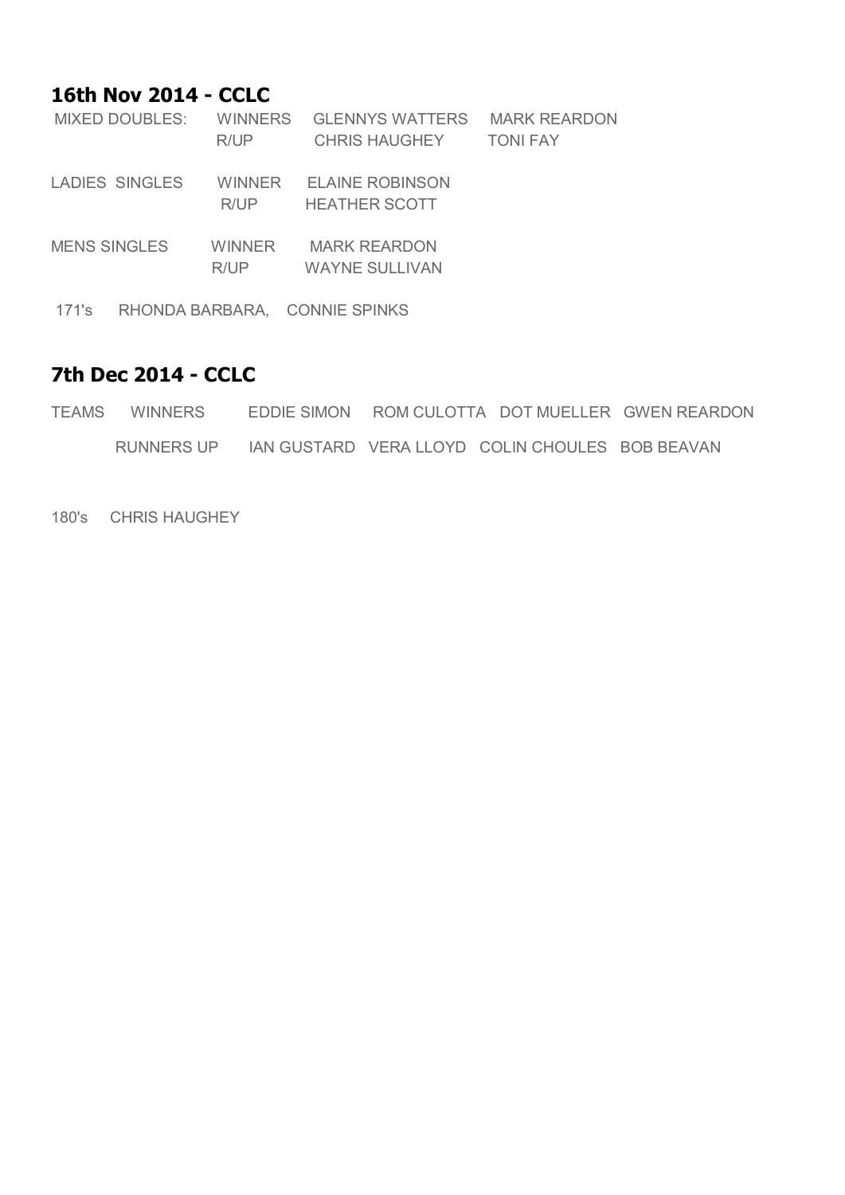## 16th Nov 2014 - CCLC

| | | | |
|---|---|---|---|
| MIXED DOUBLES: | WINNERS | GLENNYS WATTERS | MARK REARDON |
| | R/UP | CHRIS HAUGHEY | TONI FAY |
| LADIES SINGLES | WINNER | ELAINE ROBINSON | |
| | R/UP | HEATHER SCOTT | |
| MENS SINGLES | WINNER | MARK REARDON | |
| | R/UP | WAYNE SULLIVAN | |

171's RHONDA BARBARA, CONNIE SPINKS

## 7th Dec 2014 - CCLC

| | | | | | |
|---|---|---|---|---|---|
| TEAMS | WINNERS | EDDIE SIMON | ROM CULOTTA | DOT MUELLER | GWEN REARDON |
| | RUNNERS UP | IAN GUSTARD | VERA LLOYD | COLIN CHOULES | BOB BEAVAN |

180's CHRIS HAUGHEY